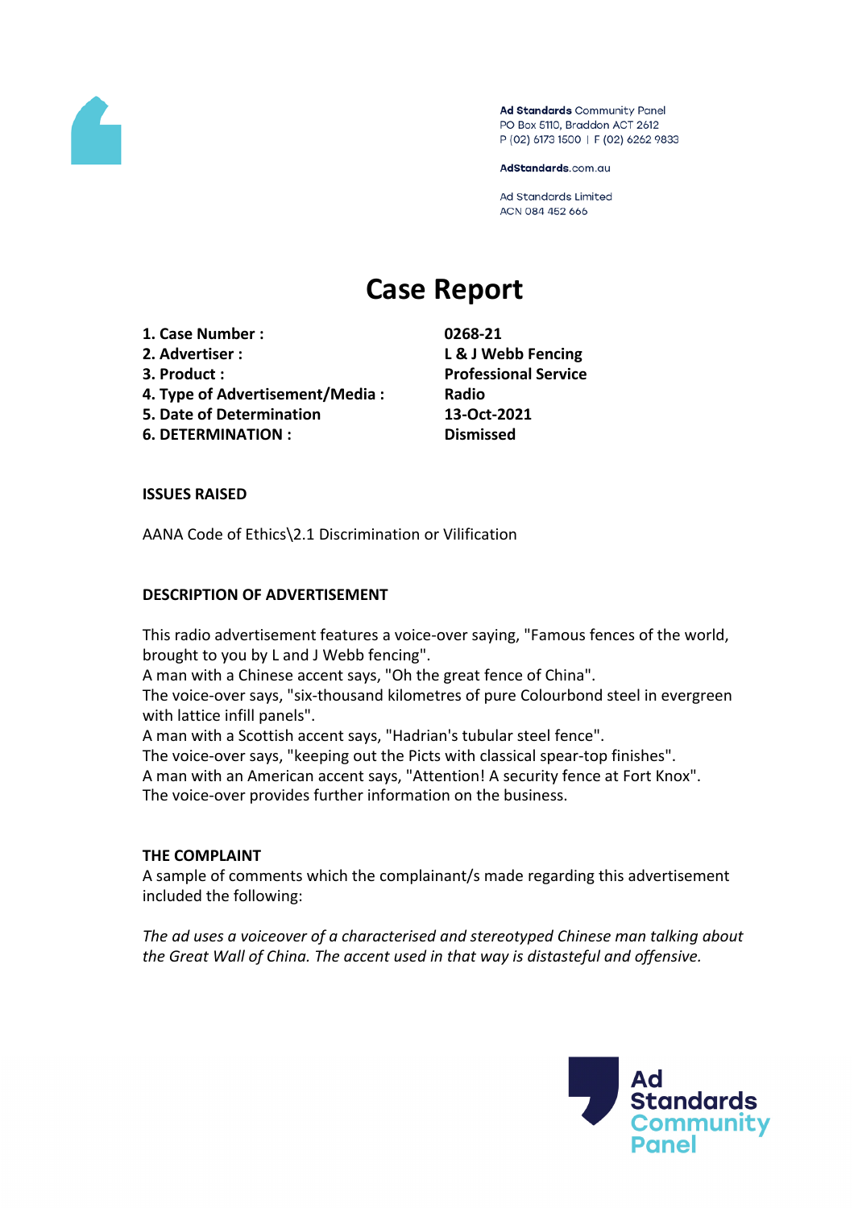Ad Standards Community Panel
PO Box 5110, Braddon ACT 2612
P (02) 6173 1500 | F (02) 6262 9833

AdStandards.com.au

Ad Standards Limited
ACN 084 452 666

# Case Report

1. **Case Number :** **0268-21**
2. **Advertiser :** **L & J Webb Fencing**
3. **Product :** **Professional Service**
4. **Type of Advertisement/Media :** **Radio**
5. **Date of Determination** **13-Oct-2021**
6. **DETERMINATION :** **Dismissed**

**ISSUES RAISED**

AANA Code of Ethics\2.1 Discrimination or Vilification

**DESCRIPTION OF ADVERTISEMENT**

This radio advertisement features a voice-over saying, "Famous fences of the world, brought to you by L and J Webb fencing".
A man with a Chinese accent says, "Oh the great fence of China".
The voice-over says, "six-thousand kilometres of pure Colourbond steel in evergreen with lattice infill panels".
A man with a Scottish accent says, "Hadrian's tubular steel fence".
The voice-over says, "keeping out the Picts with classical spear-top finishes".
A man with an American accent says, "Attention! A security fence at Fort Knox".
The voice-over provides further information on the business.

**THE COMPLAINT**

A sample of comments which the complainant/s made regarding this advertisement included the following:

*The ad uses a voiceover of a characterised and stereotyped Chinese man talking about the Great Wall of China. The accent used in that way is distasteful and offensive.*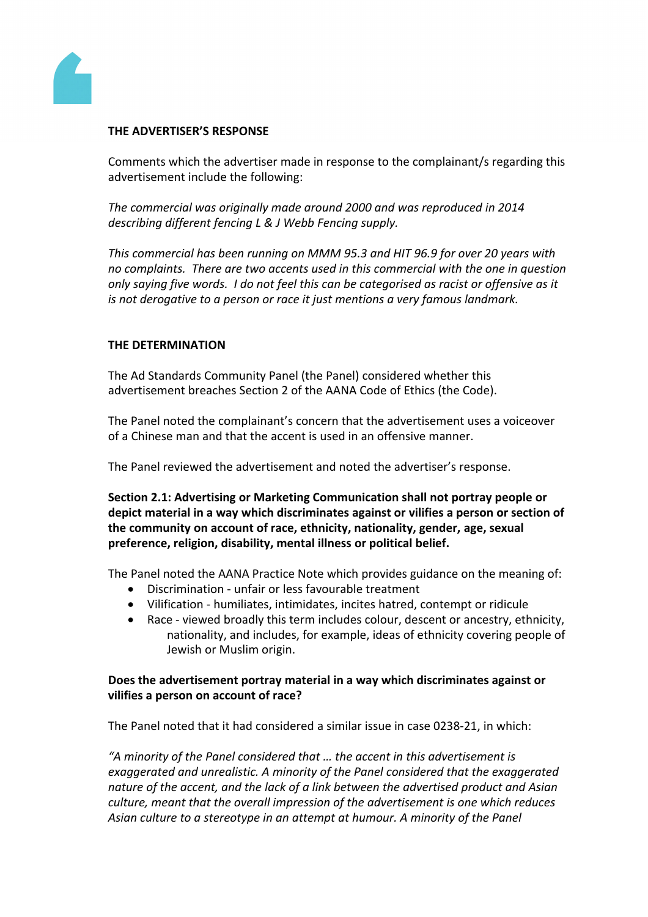**THE ADVERTISER'S RESPONSE**

Comments which the advertiser made in response to the complainant/s regarding this advertisement include the following:

*The commercial was originally made around 2000 and was reproduced in 2014 describing different fencing L & J Webb Fencing supply.*

*This commercial has been running on MMM 95.3 and HIT 96.9 for over 20 years with no complaints. There are two accents used in this commercial with the one in question only saying five words. I do not feel this can be categorised as racist or offensive as it is not derogative to a person or race it just mentions a very famous landmark.*

**THE DETERMINATION**

The Ad Standards Community Panel (the Panel) considered whether this advertisement breaches Section 2 of the AANA Code of Ethics (the Code).

The Panel noted the complainant's concern that the advertisement uses a voiceover of a Chinese man and that the accent is used in an offensive manner.

The Panel reviewed the advertisement and noted the advertiser's response.

**Section 2.1: Advertising or Marketing Communication shall not portray people or depict material in a way which discriminates against or vilifies a person or section of the community on account of race, ethnicity, nationality, gender, age, sexual preference, religion, disability, mental illness or political belief.**

The Panel noted the AANA Practice Note which provides guidance on the meaning of:

- Discrimination - unfair or less favourable treatment
- Vilification - humiliates, intimidates, incites hatred, contempt or ridicule
- Race - viewed broadly this term includes colour, descent or ancestry, ethnicity, nationality, and includes, for example, ideas of ethnicity covering people of Jewish or Muslim origin.

**Does the advertisement portray material in a way which discriminates against or vilifies a person on account of race?**

The Panel noted that it had considered a similar issue in case 0238-21, in which:

*"A minority of the Panel considered that … the accent in this advertisement is exaggerated and unrealistic. A minority of the Panel considered that the exaggerated nature of the accent, and the lack of a link between the advertised product and Asian culture, meant that the overall impression of the advertisement is one which reduces Asian culture to a stereotype in an attempt at humour. A minority of the Panel*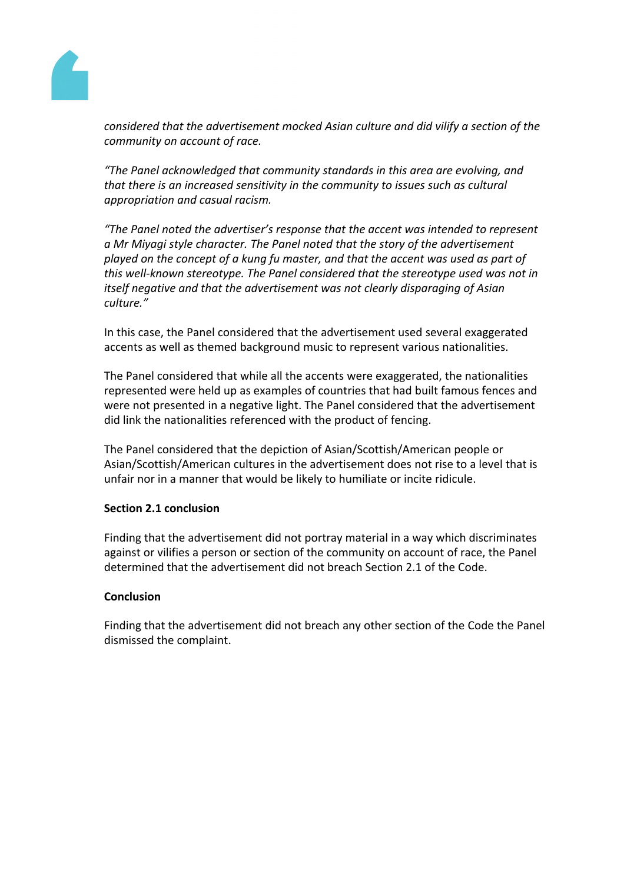*considered that the advertisement mocked Asian culture and did vilify a section of the community on account of race.*

*"The Panel acknowledged that community standards in this area are evolving, and that there is an increased sensitivity in the community to issues such as cultural appropriation and casual racism.*

*"The Panel noted the advertiser's response that the accent was intended to represent a Mr Miyagi style character. The Panel noted that the story of the advertisement played on the concept of a kung fu master, and that the accent was used as part of this well-known stereotype. The Panel considered that the stereotype used was not in itself negative and that the advertisement was not clearly disparaging of Asian culture."*

In this case, the Panel considered that the advertisement used several exaggerated accents as well as themed background music to represent various nationalities.

The Panel considered that while all the accents were exaggerated, the nationalities represented were held up as examples of countries that had built famous fences and were not presented in a negative light. The Panel considered that the advertisement did link the nationalities referenced with the product of fencing.

The Panel considered that the depiction of Asian/Scottish/American people or Asian/Scottish/American cultures in the advertisement does not rise to a level that is unfair nor in a manner that would be likely to humiliate or incite ridicule.

**Section 2.1 conclusion**

Finding that the advertisement did not portray material in a way which discriminates against or vilifies a person or section of the community on account of race, the Panel determined that the advertisement did not breach Section 2.1 of the Code.

**Conclusion**

Finding that the advertisement did not breach any other section of the Code the Panel dismissed the complaint.